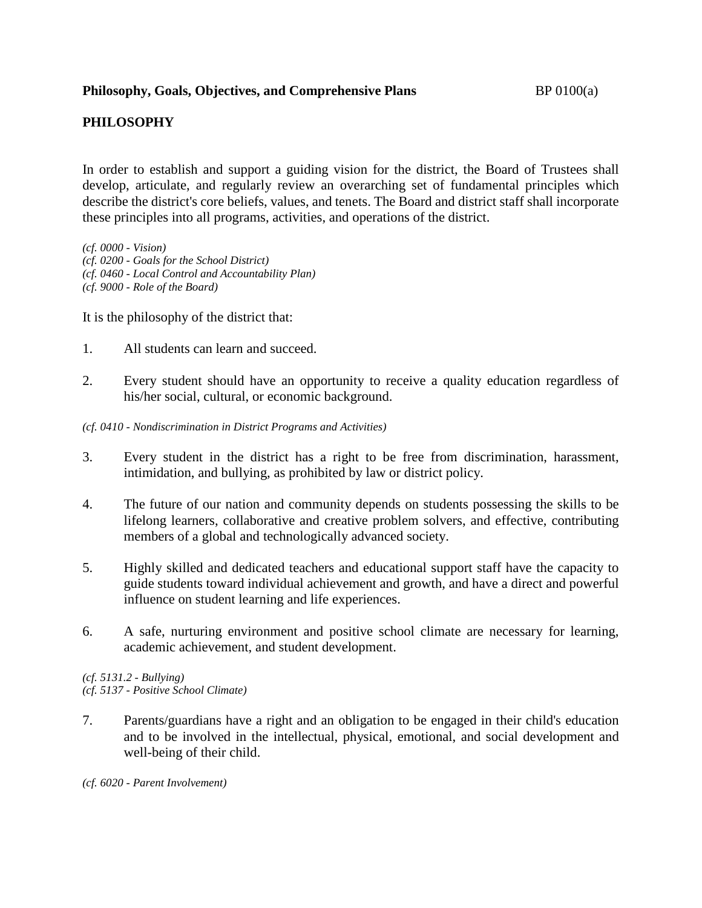**Philosophy, Goals, Objectives, and Comprehensive Plans** BP 0100(a)

## PHILOSOPHY

In order to establish and support a guiding vision for the district, the Board of Trustees shall develop, articulate, and regularly review an overarching set of fundamental principles which describe the district's core beliefs, values, and tenets. The Board and district staff shall incorporate these principles into all programs, activities, and operations of the district.

*(cf. 0000 - Vision)*
*(cf. 0200 - Goals for the School District)*
*(cf. 0460 - Local Control and Accountability Plan)*
*(cf. 9000 - Role of the Board)*

It is the philosophy of the district that:

1. All students can learn and succeed.

2. Every student should have an opportunity to receive a quality education regardless of his/her social, cultural, or economic background.

*(cf. 0410 - Nondiscrimination in District Programs and Activities)*

3. Every student in the district has a right to be free from discrimination, harassment, intimidation, and bullying, as prohibited by law or district policy.

4. The future of our nation and community depends on students possessing the skills to be lifelong learners, collaborative and creative problem solvers, and effective, contributing members of a global and technologically advanced society.

5. Highly skilled and dedicated teachers and educational support staff have the capacity to guide students toward individual achievement and growth, and have a direct and powerful influence on student learning and life experiences.

6. A safe, nurturing environment and positive school climate are necessary for learning, academic achievement, and student development.

*(cf. 5131.2 - Bullying)*
*(cf. 5137 - Positive School Climate)*

7. Parents/guardians have a right and an obligation to be engaged in their child's education and to be involved in the intellectual, physical, emotional, and social development and well-being of their child.

*(cf. 6020 - Parent Involvement)*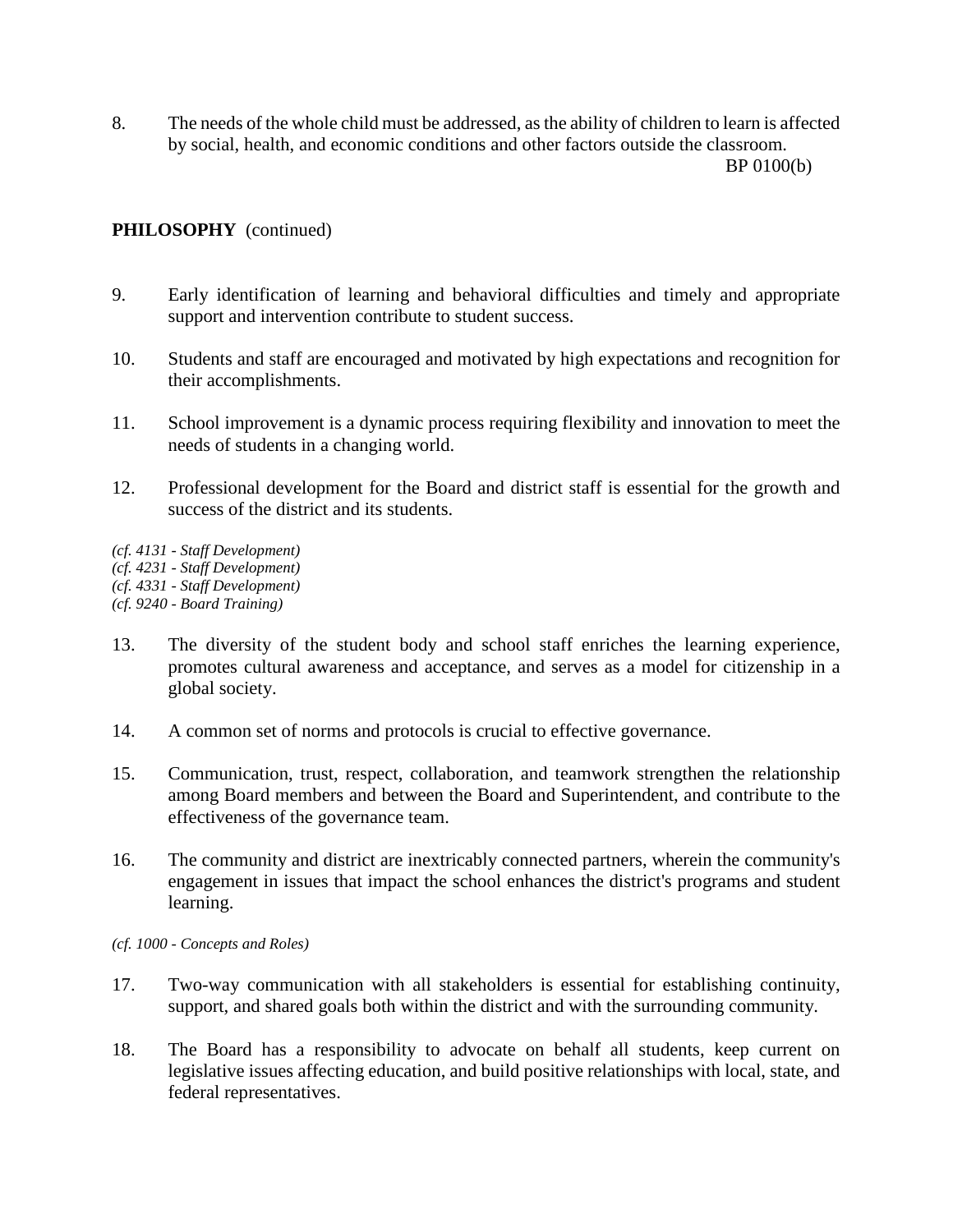8. The needs of the whole child must be addressed, as the ability of children to learn is affected by social, health, and economic conditions and other factors outside the classroom.

**PHILOSOPHY** (continued)

9. Early identification of learning and behavioral difficulties and timely and appropriate support and intervention contribute to student success.

10. Students and staff are encouraged and motivated by high expectations and recognition for their accomplishments.

11. School improvement is a dynamic process requiring flexibility and innovation to meet the needs of students in a changing world.

12. Professional development for the Board and district staff is essential for the growth and success of the district and its students.

*(cf. 4131 - Staff Development)*
*(cf. 4231 - Staff Development)*
*(cf. 4331 - Staff Development)*
*(cf. 9240 - Board Training)*

13. The diversity of the student body and school staff enriches the learning experience, promotes cultural awareness and acceptance, and serves as a model for citizenship in a global society.

14. A common set of norms and protocols is crucial to effective governance.

15. Communication, trust, respect, collaboration, and teamwork strengthen the relationship among Board members and between the Board and Superintendent, and contribute to the effectiveness of the governance team.

16. The community and district are inextricably connected partners, wherein the community's engagement in issues that impact the school enhances the district's programs and student learning.

*(cf. 1000 - Concepts and Roles)*

17. Two-way communication with all stakeholders is essential for establishing continuity, support, and shared goals both within the district and with the surrounding community.

18. The Board has a responsibility to advocate on behalf all students, keep current on legislative issues affecting education, and build positive relationships with local, state, and federal representatives.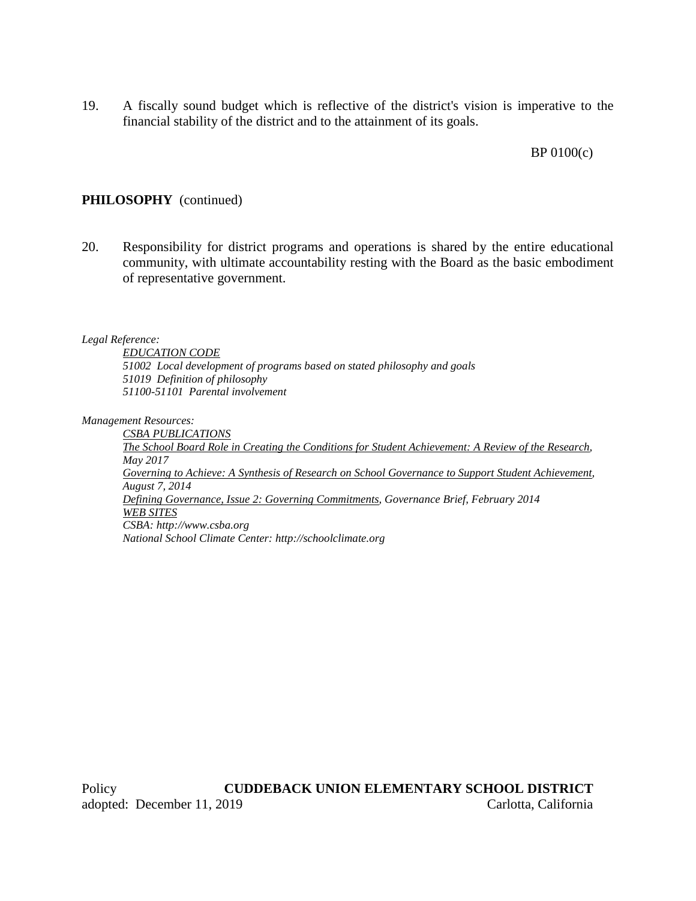19. A fiscally sound budget which is reflective of the district's vision is imperative to the financial stability of the district and to the attainment of its goals.

**PHILOSOPHY** (continued)

20. Responsibility for district programs and operations is shared by the entire educational community, with ultimate accountability resting with the Board as the basic embodiment of representative government.

*Legal Reference:*

*EDUCATION CODE*
*51002 Local development of programs based on stated philosophy and goals*
*51019 Definition of philosophy*
*51100-51101 Parental involvement*

*Management Resources:*

*CSBA PUBLICATIONS*
*The School Board Role in Creating the Conditions for Student Achievement: A Review of the Research, May 2017*
*Governing to Achieve: A Synthesis of Research on School Governance to Support Student Achievement, August 7, 2014*
*Defining Governance, Issue 2: Governing Commitments, Governance Brief, February 2014*
*WEB SITES*
*CSBA: http://www.csba.org*
*National School Climate Center: http://schoolclimate.org*

Policy **CUDDEBACK UNION ELEMENTARY SCHOOL DISTRICT**
adopted: December 11, 2019 Carlotta, California